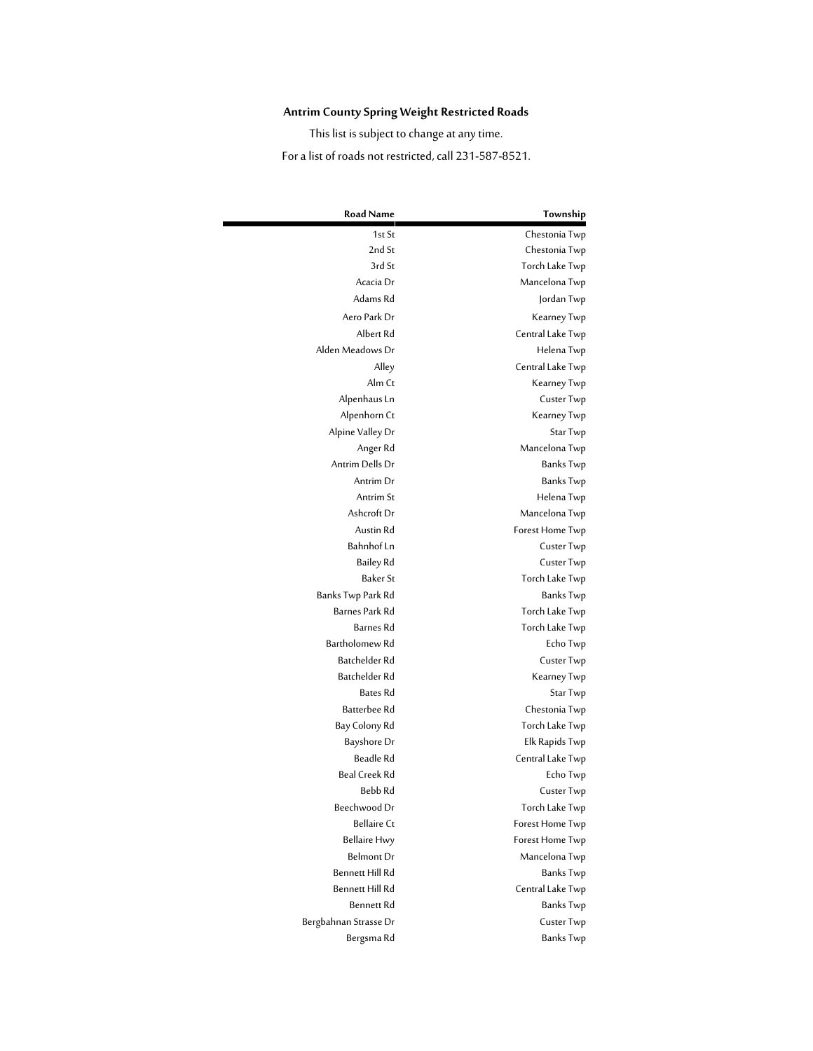**Antrim County Spring Weight Restricted Roads**

This list is subject to change at any time.

For a list of roads not restricted, call 231-587-8521.

| Road Name | Township |
|---|---|
| 1st St | Chestonia Twp |
| 2nd St | Chestonia Twp |
| 3rd St | Torch Lake Twp |
| Acacia Dr | Mancelona Twp |
| Adams Rd | Jordan Twp |
| Aero Park Dr | Kearney Twp |
| Albert Rd | Central Lake Twp |
| Alden Meadows Dr | Helena Twp |
| Alley | Central Lake Twp |
| Alm Ct | Kearney Twp |
| Alpenhaus Ln | Custer Twp |
| Alpenhorn Ct | Kearney Twp |
| Alpine Valley Dr | Star Twp |
| Anger Rd | Mancelona Twp |
| Antrim Dells Dr | Banks Twp |
| Antrim Dr | Banks Twp |
| Antrim St | Helena Twp |
| Ashcroft Dr | Mancelona Twp |
| Austin Rd | Forest Home Twp |
| Bahnhof Ln | Custer Twp |
| Bailey Rd | Custer Twp |
| Baker St | Torch Lake Twp |
| Banks Twp Park Rd | Banks Twp |
| Barnes Park Rd | Torch Lake Twp |
| Barnes Rd | Torch Lake Twp |
| Bartholomew Rd | Echo Twp |
| Batchelder Rd | Custer Twp |
| Batchelder Rd | Kearney Twp |
| Bates Rd | Star Twp |
| Batterbee Rd | Chestonia Twp |
| Bay Colony Rd | Torch Lake Twp |
| Bayshore Dr | Elk Rapids Twp |
| Beadle Rd | Central Lake Twp |
| Beal Creek Rd | Echo Twp |
| Bebb Rd | Custer Twp |
| Beechwood Dr | Torch Lake Twp |
| Bellaire Ct | Forest Home Twp |
| Bellaire Hwy | Forest Home Twp |
| Belmont Dr | Mancelona Twp |
| Bennett Hill Rd | Banks Twp |
| Bennett Hill Rd | Central Lake Twp |
| Bennett Rd | Banks Twp |
| Bergbahnan Strasse Dr | Custer Twp |
| Bergsma Rd | Banks Twp |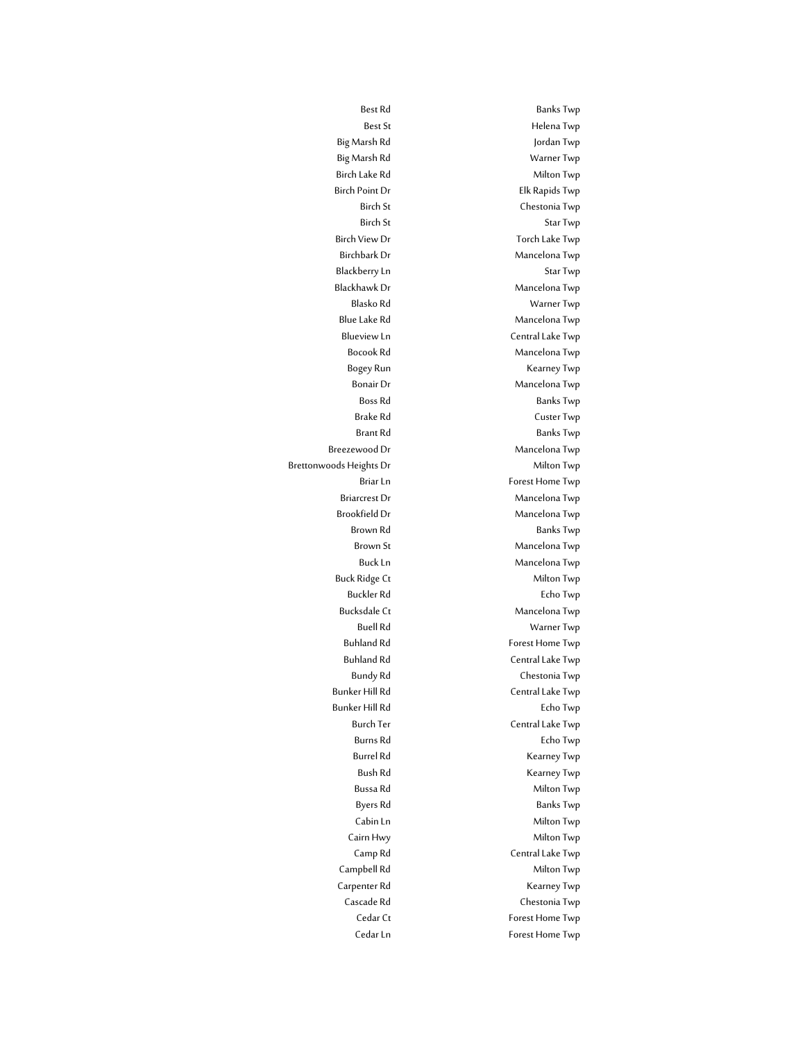| | |
|---|---|
| Best Rd | Banks Twp |
| Best St | Helena Twp |
| Big Marsh Rd | Jordan Twp |
| Big Marsh Rd | Warner Twp |
| Birch Lake Rd | Milton Twp |
| Birch Point Dr | Elk Rapids Twp |
| Birch St | Chestonia Twp |
| Birch St | Star Twp |
| Birch View Dr | Torch Lake Twp |
| Birchbark Dr | Mancelona Twp |
| Blackberry Ln | Star Twp |
| Blackhawk Dr | Mancelona Twp |
| Blasko Rd | Warner Twp |
| Blue Lake Rd | Mancelona Twp |
| Blueview Ln | Central Lake Twp |
| Bocook Rd | Mancelona Twp |
| Bogey Run | Kearney Twp |
| Bonair Dr | Mancelona Twp |
| Boss Rd | Banks Twp |
| Brake Rd | Custer Twp |
| Brant Rd | Banks Twp |
| Breezewood Dr | Mancelona Twp |
| Brettonwoods Heights Dr | Milton Twp |
| Briar Ln | Forest Home Twp |
| Briarcrest Dr | Mancelona Twp |
| Brookfield Dr | Mancelona Twp |
| Brown Rd | Banks Twp |
| Brown St | Mancelona Twp |
| Buck Ln | Mancelona Twp |
| Buck Ridge Ct | Milton Twp |
| Buckler Rd | Echo Twp |
| Bucksdale Ct | Mancelona Twp |
| Buell Rd | Warner Twp |
| Buhland Rd | Forest Home Twp |
| Buhland Rd | Central Lake Twp |
| Bundy Rd | Chestonia Twp |
| Bunker Hill Rd | Central Lake Twp |
| Bunker Hill Rd | Echo Twp |
| Burch Ter | Central Lake Twp |
| Burns Rd | Echo Twp |
| Burrel Rd | Kearney Twp |
| Bush Rd | Kearney Twp |
| Bussa Rd | Milton Twp |
| Byers Rd | Banks Twp |
| Cabin Ln | Milton Twp |
| Cairn Hwy | Milton Twp |
| Camp Rd | Central Lake Twp |
| Campbell Rd | Milton Twp |
| Carpenter Rd | Kearney Twp |
| Cascade Rd | Chestonia Twp |
| Cedar Ct | Forest Home Twp |
| Cedar Ln | Forest Home Twp |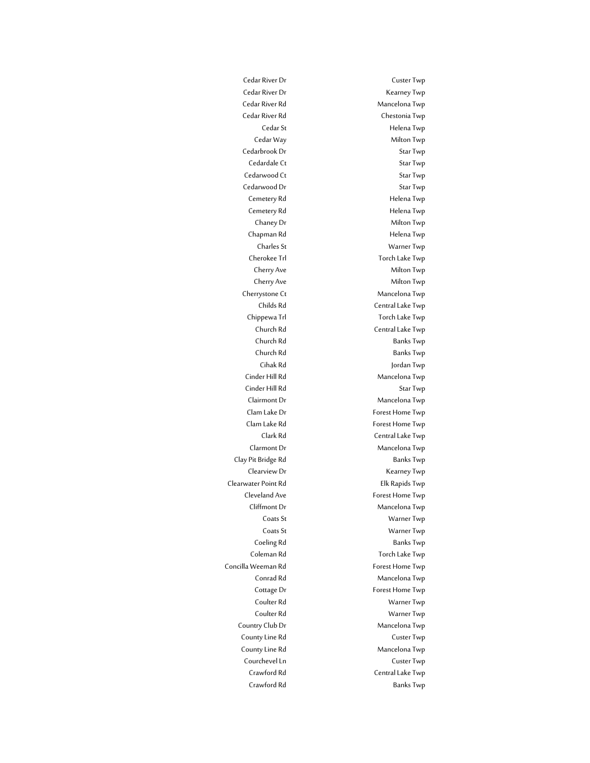| | |
|---|---|
| Cedar River Dr | Custer Twp |
| Cedar River Dr | Kearney Twp |
| Cedar River Rd | Mancelona Twp |
| Cedar River Rd | Chestonia Twp |
| Cedar St | Helena Twp |
| Cedar Way | Milton Twp |
| Cedarbrook Dr | Star Twp |
| Cedardale Ct | Star Twp |
| Cedarwood Ct | Star Twp |
| Cedarwood Dr | Star Twp |
| Cemetery Rd | Helena Twp |
| Cemetery Rd | Helena Twp |
| Chaney Dr | Milton Twp |
| Chapman Rd | Helena Twp |
| Charles St | Warner Twp |
| Cherokee Trl | Torch Lake Twp |
| Cherry Ave | Milton Twp |
| Cherry Ave | Milton Twp |
| Cherrystone Ct | Mancelona Twp |
| Childs Rd | Central Lake Twp |
| Chippewa Trl | Torch Lake Twp |
| Church Rd | Central Lake Twp |
| Church Rd | Banks Twp |
| Church Rd | Banks Twp |
| Cihak Rd | Jordan Twp |
| Cinder Hill Rd | Mancelona Twp |
| Cinder Hill Rd | Star Twp |
| Clairmont Dr | Mancelona Twp |
| Clam Lake Dr | Forest Home Twp |
| Clam Lake Rd | Forest Home Twp |
| Clark Rd | Central Lake Twp |
| Clarmont Dr | Mancelona Twp |
| Clay Pit Bridge Rd | Banks Twp |
| Clearview Dr | Kearney Twp |
| Clearwater Point Rd | Elk Rapids Twp |
| Cleveland Ave | Forest Home Twp |
| Cliffmont Dr | Mancelona Twp |
| Coats St | Warner Twp |
| Coats St | Warner Twp |
| Coeling Rd | Banks Twp |
| Coleman Rd | Torch Lake Twp |
| Concilla Weeman Rd | Forest Home Twp |
| Conrad Rd | Mancelona Twp |
| Cottage Dr | Forest Home Twp |
| Coulter Rd | Warner Twp |
| Coulter Rd | Warner Twp |
| Country Club Dr | Mancelona Twp |
| County Line Rd | Custer Twp |
| County Line Rd | Mancelona Twp |
| Courchevel Ln | Custer Twp |
| Crawford Rd | Central Lake Twp |
| Crawford Rd | Banks Twp |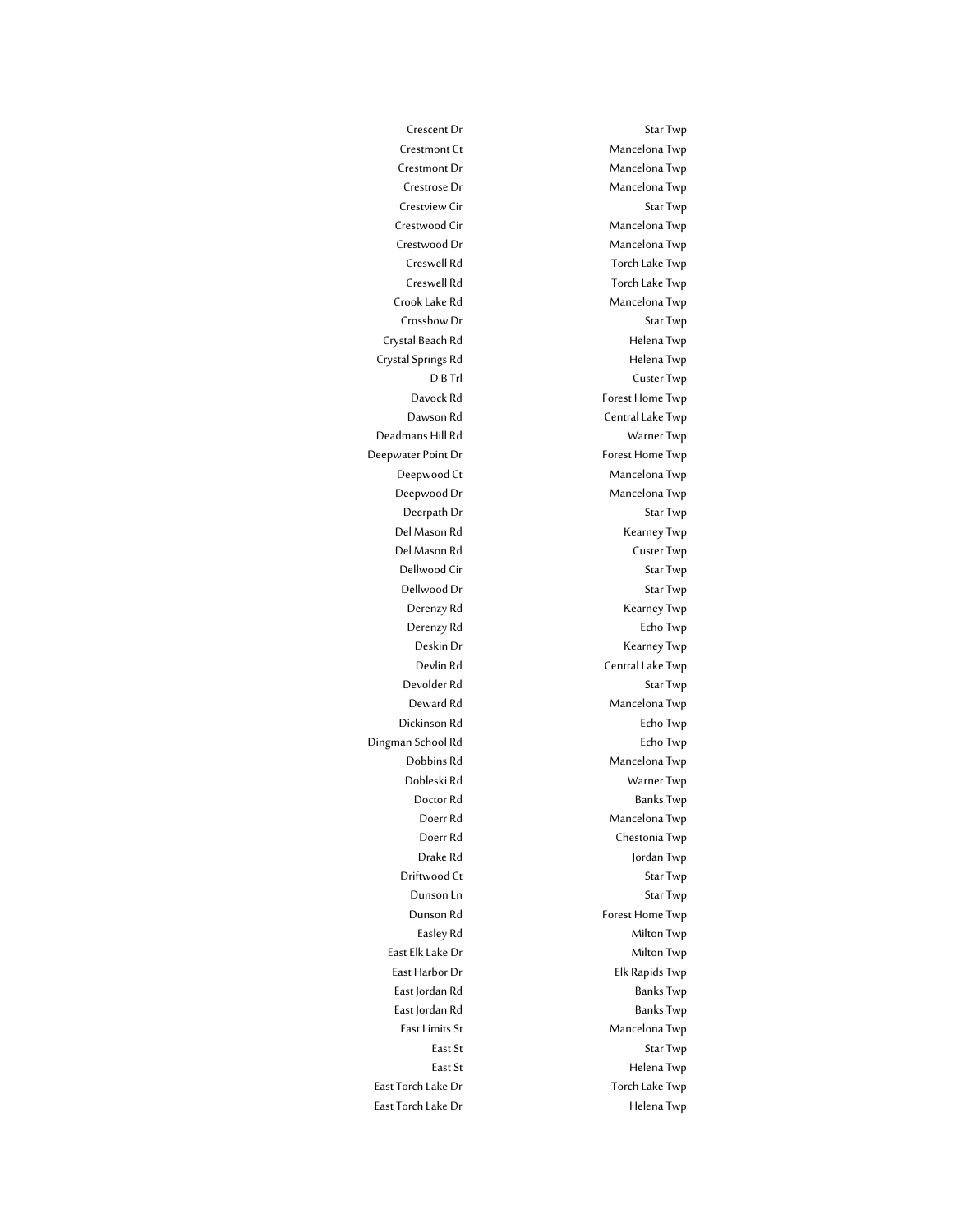| | |
|---|---|
| Crescent Dr | Star Twp |
| Crestmont Ct | Mancelona Twp |
| Crestmont Dr | Mancelona Twp |
| Crestrose Dr | Mancelona Twp |
| Crestview Cir | Star Twp |
| Crestwood Cir | Mancelona Twp |
| Crestwood Dr | Mancelona Twp |
| Creswell Rd | Torch Lake Twp |
| Creswell Rd | Torch Lake Twp |
| Crook Lake Rd | Mancelona Twp |
| Crossbow Dr | Star Twp |
| Crystal Beach Rd | Helena Twp |
| Crystal Springs Rd | Helena Twp |
| D B Trl | Custer Twp |
| Davock Rd | Forest Home Twp |
| Dawson Rd | Central Lake Twp |
| Deadmans Hill Rd | Warner Twp |
| Deepwater Point Dr | Forest Home Twp |
| Deepwood Ct | Mancelona Twp |
| Deepwood Dr | Mancelona Twp |
| Deerpath Dr | Star Twp |
| Del Mason Rd | Kearney Twp |
| Del Mason Rd | Custer Twp |
| Dellwood Cir | Star Twp |
| Dellwood Dr | Star Twp |
| Derenzy Rd | Kearney Twp |
| Derenzy Rd | Echo Twp |
| Deskin Dr | Kearney Twp |
| Devlin Rd | Central Lake Twp |
| Devolder Rd | Star Twp |
| Deward Rd | Mancelona Twp |
| Dickinson Rd | Echo Twp |
| Dingman School Rd | Echo Twp |
| Dobbins Rd | Mancelona Twp |
| Dobleski Rd | Warner Twp |
| Doctor Rd | Banks Twp |
| Doerr Rd | Mancelona Twp |
| Doerr Rd | Chestonia Twp |
| Drake Rd | Jordan Twp |
| Driftwood Ct | Star Twp |
| Dunson Ln | Star Twp |
| Dunson Rd | Forest Home Twp |
| Easley Rd | Milton Twp |
| East Elk Lake Dr | Milton Twp |
| East Harbor Dr | Elk Rapids Twp |
| East Jordan Rd | Banks Twp |
| East Jordan Rd | Banks Twp |
| East Limits St | Mancelona Twp |
| East St | Star Twp |
| East St | Helena Twp |
| East Torch Lake Dr | Torch Lake Twp |
| East Torch Lake Dr | Helena Twp |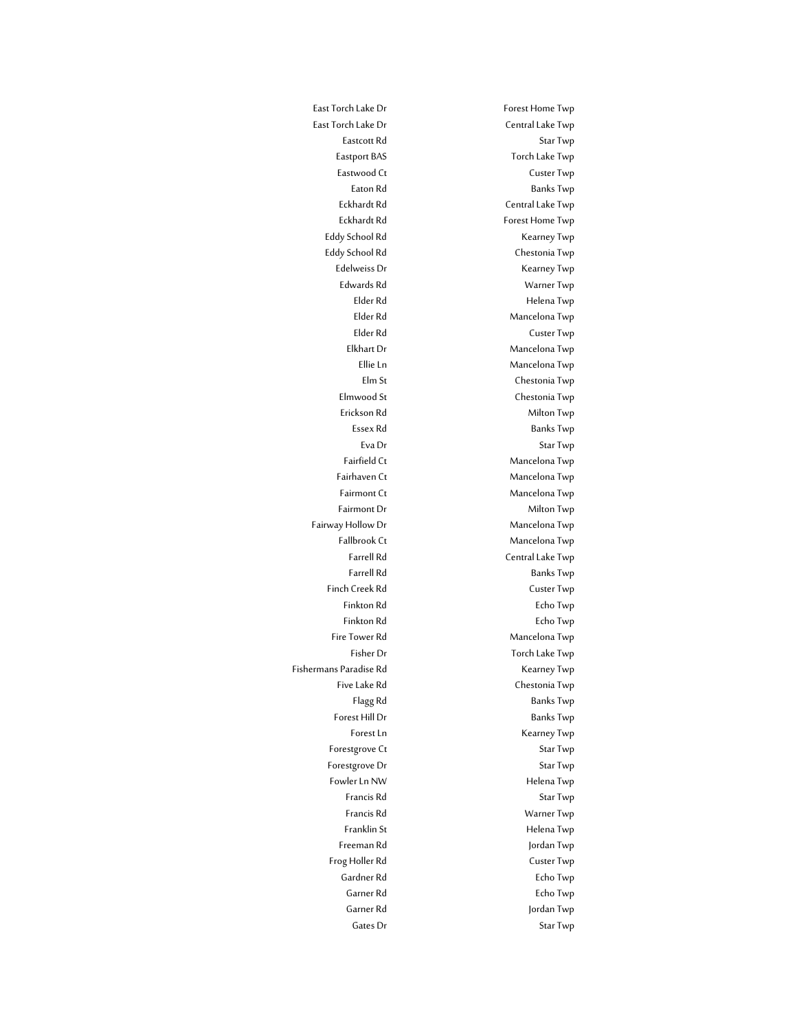| | |
|---|---|
| East Torch Lake Dr | Forest Home Twp |
| East Torch Lake Dr | Central Lake Twp |
| Eastcott Rd | Star Twp |
| Eastport BAS | Torch Lake Twp |
| Eastwood Ct | Custer Twp |
| Eaton Rd | Banks Twp |
| Eckhardt Rd | Central Lake Twp |
| Eckhardt Rd | Forest Home Twp |
| Eddy School Rd | Kearney Twp |
| Eddy School Rd | Chestonia Twp |
| Edelweiss Dr | Kearney Twp |
| Edwards Rd | Warner Twp |
| Elder Rd | Helena Twp |
| Elder Rd | Mancelona Twp |
| Elder Rd | Custer Twp |
| Elkhart Dr | Mancelona Twp |
| Ellie Ln | Mancelona Twp |
| Elm St | Chestonia Twp |
| Elmwood St | Chestonia Twp |
| Erickson Rd | Milton Twp |
| Essex Rd | Banks Twp |
| Eva Dr | Star Twp |
| Fairfield Ct | Mancelona Twp |
| Fairhaven Ct | Mancelona Twp |
| Fairmont Ct | Mancelona Twp |
| Fairmont Dr | Milton Twp |
| Fairway Hollow Dr | Mancelona Twp |
| Fallbrook Ct | Mancelona Twp |
| Farrell Rd | Central Lake Twp |
| Farrell Rd | Banks Twp |
| Finch Creek Rd | Custer Twp |
| Finkton Rd | Echo Twp |
| Finkton Rd | Echo Twp |
| Fire Tower Rd | Mancelona Twp |
| Fisher Dr | Torch Lake Twp |
| Fishermans Paradise Rd | Kearney Twp |
| Five Lake Rd | Chestonia Twp |
| Flagg Rd | Banks Twp |
| Forest Hill Dr | Banks Twp |
| Forest Ln | Kearney Twp |
| Forestgrove Ct | Star Twp |
| Forestgrove Dr | Star Twp |
| Fowler Ln NW | Helena Twp |
| Francis Rd | Star Twp |
| Francis Rd | Warner Twp |
| Franklin St | Helena Twp |
| Freeman Rd | Jordan Twp |
| Frog Holler Rd | Custer Twp |
| Gardner Rd | Echo Twp |
| Garner Rd | Echo Twp |
| Garner Rd | Jordan Twp |
| Gates Dr | Star Twp |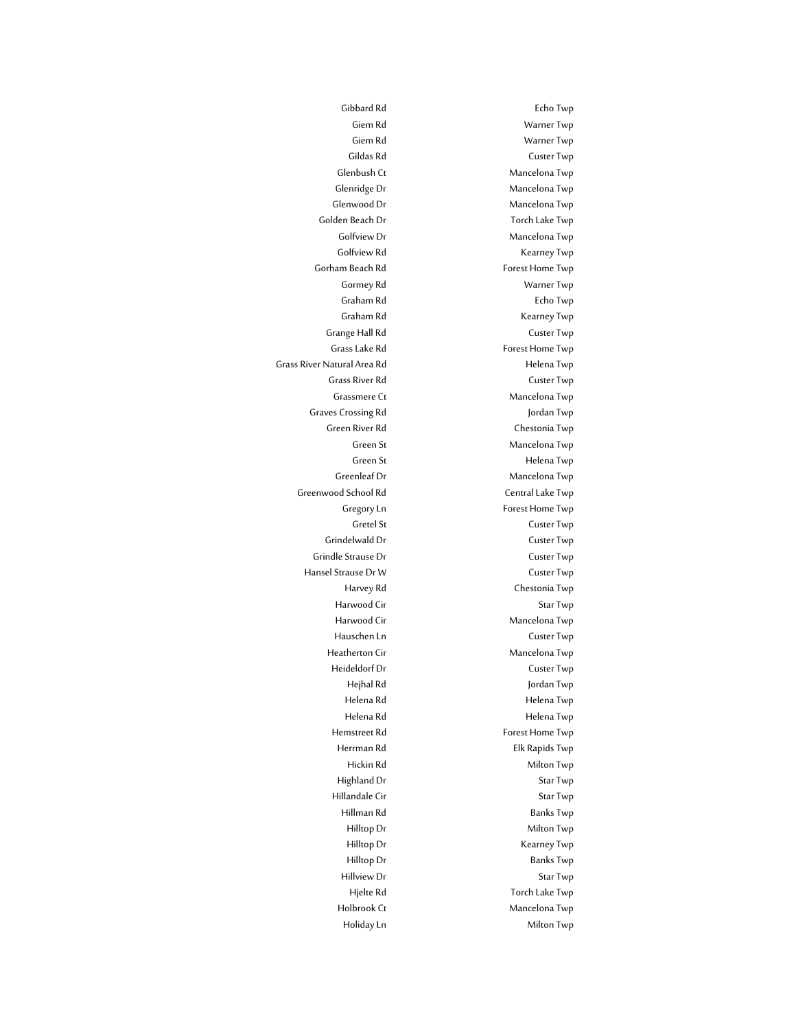| | |
|---|---|
| Gibbard Rd | Echo Twp |
| Giem Rd | Warner Twp |
| Giem Rd | Warner Twp |
| Gildas Rd | Custer Twp |
| Glenbush Ct | Mancelona Twp |
| Glenridge Dr | Mancelona Twp |
| Glenwood Dr | Mancelona Twp |
| Golden Beach Dr | Torch Lake Twp |
| Golfview Dr | Mancelona Twp |
| Golfview Rd | Kearney Twp |
| Gorham Beach Rd | Forest Home Twp |
| Gormey Rd | Warner Twp |
| Graham Rd | Echo Twp |
| Graham Rd | Kearney Twp |
| Grange Hall Rd | Custer Twp |
| Grass Lake Rd | Forest Home Twp |
| Grass River Natural Area Rd | Helena Twp |
| Grass River Rd | Custer Twp |
| Grassmere Ct | Mancelona Twp |
| Graves Crossing Rd | Jordan Twp |
| Green River Rd | Chestonia Twp |
| Green St | Mancelona Twp |
| Green St | Helena Twp |
| Greenleaf Dr | Mancelona Twp |
| Greenwood School Rd | Central Lake Twp |
| Gregory Ln | Forest Home Twp |
| Gretel St | Custer Twp |
| Grindelwald Dr | Custer Twp |
| Grindle Strause Dr | Custer Twp |
| Hansel Strause Dr W | Custer Twp |
| Harvey Rd | Chestonia Twp |
| Harwood Cir | Star Twp |
| Harwood Cir | Mancelona Twp |
| Hauschen Ln | Custer Twp |
| Heatherton Cir | Mancelona Twp |
| Heideldorf Dr | Custer Twp |
| Hejhal Rd | Jordan Twp |
| Helena Rd | Helena Twp |
| Helena Rd | Helena Twp |
| Hemstreet Rd | Forest Home Twp |
| Herrman Rd | Elk Rapids Twp |
| Hickin Rd | Milton Twp |
| Highland Dr | Star Twp |
| Hillandale Cir | Star Twp |
| Hillman Rd | Banks Twp |
| Hilltop Dr | Milton Twp |
| Hilltop Dr | Kearney Twp |
| Hilltop Dr | Banks Twp |
| Hillview Dr | Star Twp |
| Hjelte Rd | Torch Lake Twp |
| Holbrook Ct | Mancelona Twp |
| Holiday Ln | Milton Twp |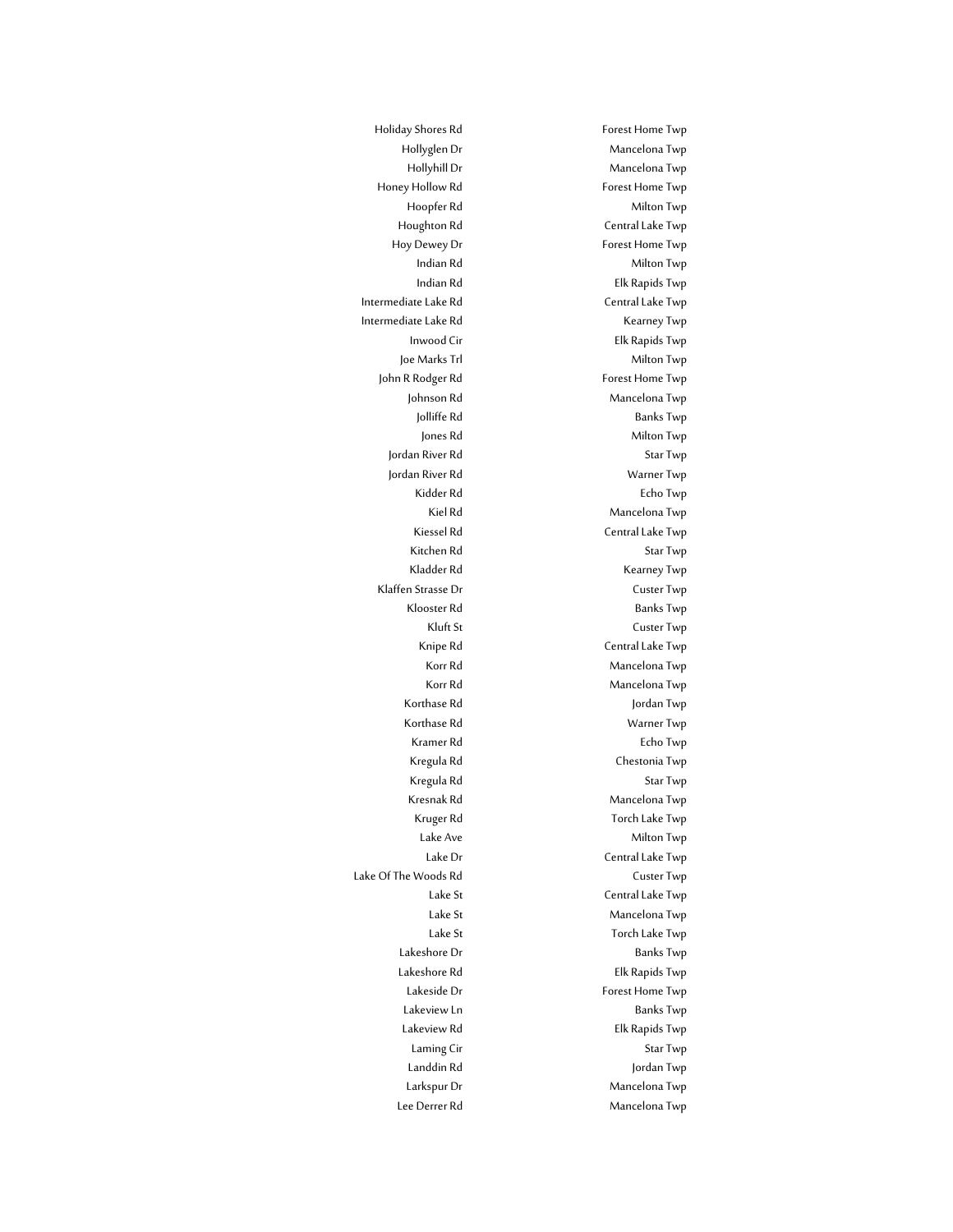| | |
|---|---|
| Holiday Shores Rd | Forest Home Twp |
| Hollyglen Dr | Mancelona Twp |
| Hollyhill Dr | Mancelona Twp |
| Honey Hollow Rd | Forest Home Twp |
| Hoopfer Rd | Milton Twp |
| Houghton Rd | Central Lake Twp |
| Hoy Dewey Dr | Forest Home Twp |
| Indian Rd | Milton Twp |
| Indian Rd | Elk Rapids Twp |
| Intermediate Lake Rd | Central Lake Twp |
| Intermediate Lake Rd | Kearney Twp |
| Inwood Cir | Elk Rapids Twp |
| Joe Marks Trl | Milton Twp |
| John R Rodger Rd | Forest Home Twp |
| Johnson Rd | Mancelona Twp |
| Jolliffe Rd | Banks Twp |
| Jones Rd | Milton Twp |
| Jordan River Rd | Star Twp |
| Jordan River Rd | Warner Twp |
| Kidder Rd | Echo Twp |
| Kiel Rd | Mancelona Twp |
| Kiessel Rd | Central Lake Twp |
| Kitchen Rd | Star Twp |
| Kladder Rd | Kearney Twp |
| Klaffen Strasse Dr | Custer Twp |
| Klooster Rd | Banks Twp |
| Kluft St | Custer Twp |
| Knipe Rd | Central Lake Twp |
| Korr Rd | Mancelona Twp |
| Korr Rd | Mancelona Twp |
| Korthase Rd | Jordan Twp |
| Korthase Rd | Warner Twp |
| Kramer Rd | Echo Twp |
| Kregula Rd | Chestonia Twp |
| Kregula Rd | Star Twp |
| Kresnak Rd | Mancelona Twp |
| Kruger Rd | Torch Lake Twp |
| Lake Ave | Milton Twp |
| Lake Dr | Central Lake Twp |
| Lake Of The Woods Rd | Custer Twp |
| Lake St | Central Lake Twp |
| Lake St | Mancelona Twp |
| Lake St | Torch Lake Twp |
| Lakeshore Dr | Banks Twp |
| Lakeshore Rd | Elk Rapids Twp |
| Lakeside Dr | Forest Home Twp |
| Lakeview Ln | Banks Twp |
| Lakeview Rd | Elk Rapids Twp |
| Laming Cir | Star Twp |
| Landdin Rd | Jordan Twp |
| Larkspur Dr | Mancelona Twp |
| Lee Derrer Rd | Mancelona Twp |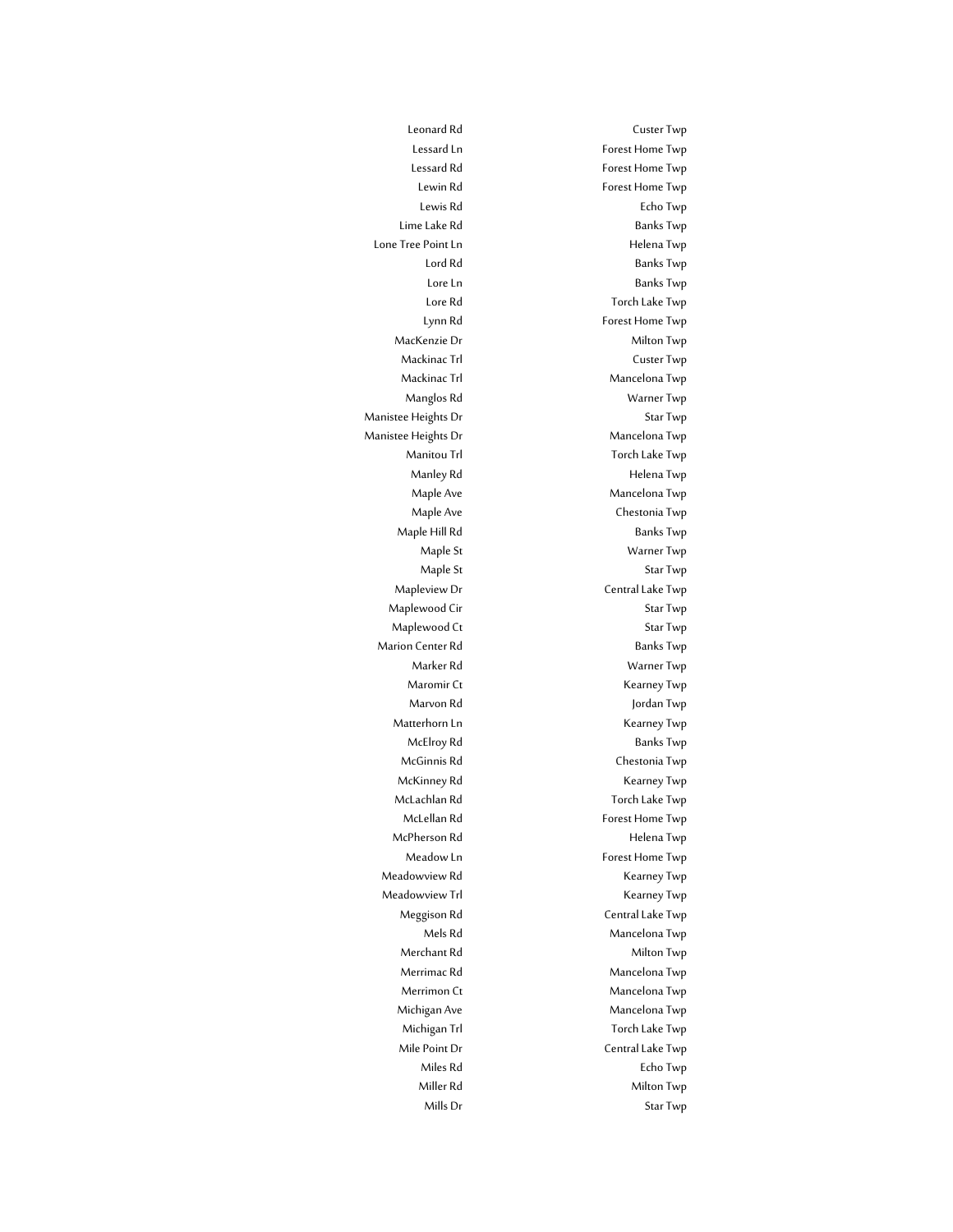| | |
|---|---|
| Leonard Rd | Custer Twp |
| Lessard Ln | Forest Home Twp |
| Lessard Rd | Forest Home Twp |
| Lewin Rd | Forest Home Twp |
| Lewis Rd | Echo Twp |
| Lime Lake Rd | Banks Twp |
| Lone Tree Point Ln | Helena Twp |
| Lord Rd | Banks Twp |
| Lore Ln | Banks Twp |
| Lore Rd | Torch Lake Twp |
| Lynn Rd | Forest Home Twp |
| MacKenzie Dr | Milton Twp |
| Mackinac Trl | Custer Twp |
| Mackinac Trl | Mancelona Twp |
| Manglos Rd | Warner Twp |
| Manistee Heights Dr | Star Twp |
| Manistee Heights Dr | Mancelona Twp |
| Manitou Trl | Torch Lake Twp |
| Manley Rd | Helena Twp |
| Maple Ave | Mancelona Twp |
| Maple Ave | Chestonia Twp |
| Maple Hill Rd | Banks Twp |
| Maple St | Warner Twp |
| Maple St | Star Twp |
| Mapleview Dr | Central Lake Twp |
| Maplewood Cir | Star Twp |
| Maplewood Ct | Star Twp |
| Marion Center Rd | Banks Twp |
| Marker Rd | Warner Twp |
| Maromir Ct | Kearney Twp |
| Marvon Rd | Jordan Twp |
| Matterhorn Ln | Kearney Twp |
| McElroy Rd | Banks Twp |
| McGinnis Rd | Chestonia Twp |
| McKinney Rd | Kearney Twp |
| McLachlan Rd | Torch Lake Twp |
| McLellan Rd | Forest Home Twp |
| McPherson Rd | Helena Twp |
| Meadow Ln | Forest Home Twp |
| Meadowview Rd | Kearney Twp |
| Meadowview Trl | Kearney Twp |
| Meggison Rd | Central Lake Twp |
| Mels Rd | Mancelona Twp |
| Merchant Rd | Milton Twp |
| Merrimac Rd | Mancelona Twp |
| Merrimon Ct | Mancelona Twp |
| Michigan Ave | Mancelona Twp |
| Michigan Trl | Torch Lake Twp |
| Mile Point Dr | Central Lake Twp |
| Miles Rd | Echo Twp |
| Miller Rd | Milton Twp |
| Mills Dr | Star Twp |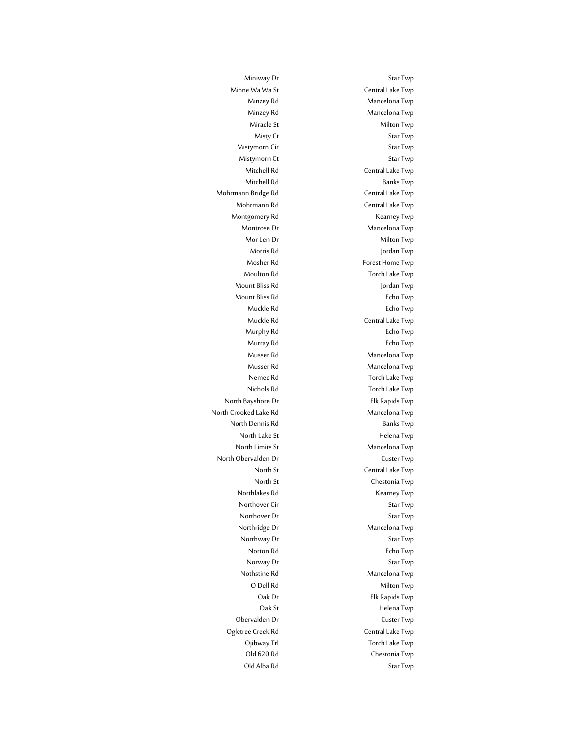| | |
|---|---|
| Miniway Dr | Star Twp |
| Minne Wa Wa St | Central Lake Twp |
| Minzey Rd | Mancelona Twp |
| Minzey Rd | Mancelona Twp |
| Miracle St | Milton Twp |
| Misty Ct | Star Twp |
| Mistymorn Cir | Star Twp |
| Mistymorn Ct | Star Twp |
| Mitchell Rd | Central Lake Twp |
| Mitchell Rd | Banks Twp |
| Mohrmann Bridge Rd | Central Lake Twp |
| Mohrmann Rd | Central Lake Twp |
| Montgomery Rd | Kearney Twp |
| Montrose Dr | Mancelona Twp |
| Mor Len Dr | Milton Twp |
| Morris Rd | Jordan Twp |
| Mosher Rd | Forest Home Twp |
| Moulton Rd | Torch Lake Twp |
| Mount Bliss Rd | Jordan Twp |
| Mount Bliss Rd | Echo Twp |
| Muckle Rd | Echo Twp |
| Muckle Rd | Central Lake Twp |
| Murphy Rd | Echo Twp |
| Murray Rd | Echo Twp |
| Musser Rd | Mancelona Twp |
| Musser Rd | Mancelona Twp |
| Nemec Rd | Torch Lake Twp |
| Nichols Rd | Torch Lake Twp |
| North Bayshore Dr | Elk Rapids Twp |
| North Crooked Lake Rd | Mancelona Twp |
| North Dennis Rd | Banks Twp |
| North Lake St | Helena Twp |
| North Limits St | Mancelona Twp |
| North Obervalden Dr | Custer Twp |
| North St | Central Lake Twp |
| North St | Chestonia Twp |
| Northlakes Rd | Kearney Twp |
| Northover Cir | Star Twp |
| Northover Dr | Star Twp |
| Northridge Dr | Mancelona Twp |
| Northway Dr | Star Twp |
| Norton Rd | Echo Twp |
| Norway Dr | Star Twp |
| Nothstine Rd | Mancelona Twp |
| O Dell Rd | Milton Twp |
| Oak Dr | Elk Rapids Twp |
| Oak St | Helena Twp |
| Obervalden Dr | Custer Twp |
| Ogletree Creek Rd | Central Lake Twp |
| Ojibway Trl | Torch Lake Twp |
| Old 620 Rd | Chestonia Twp |
| Old Alba Rd | Star Twp |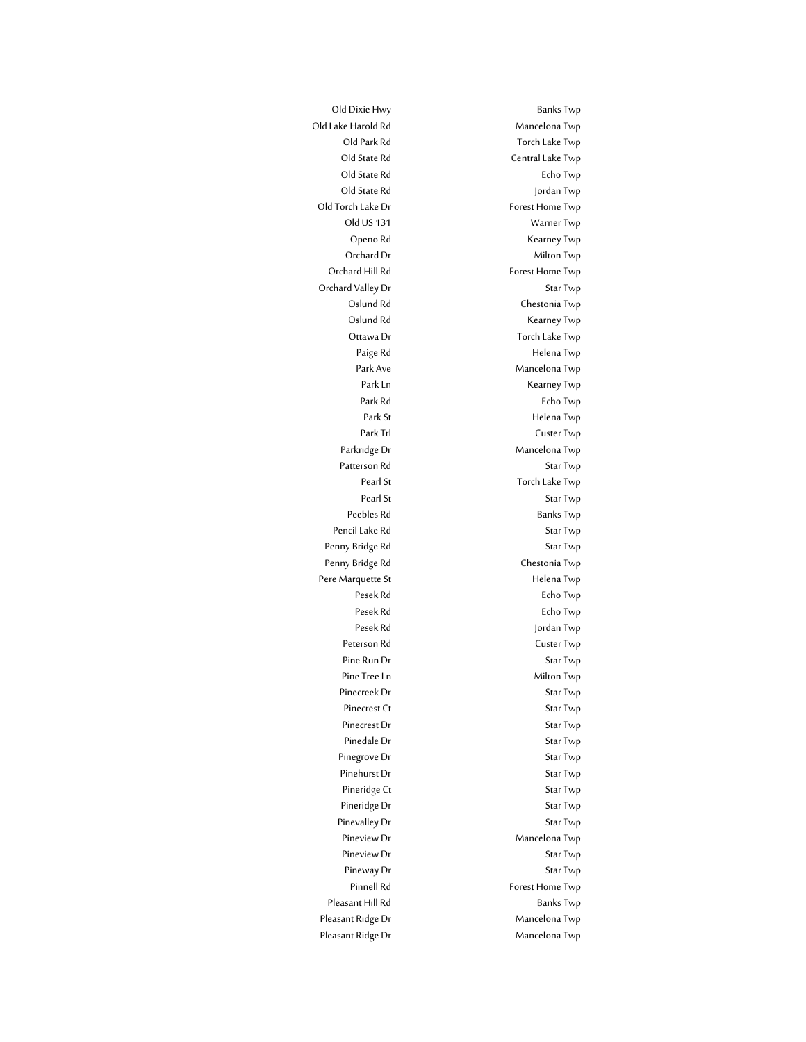| | |
|---|---|
| Old Dixie Hwy | Banks Twp |
| Old Lake Harold Rd | Mancelona Twp |
| Old Park Rd | Torch Lake Twp |
| Old State Rd | Central Lake Twp |
| Old State Rd | Echo Twp |
| Old State Rd | Jordan Twp |
| Old Torch Lake Dr | Forest Home Twp |
| Old US 131 | Warner Twp |
| Openo Rd | Kearney Twp |
| Orchard Dr | Milton Twp |
| Orchard Hill Rd | Forest Home Twp |
| Orchard Valley Dr | Star Twp |
| Oslund Rd | Chestonia Twp |
| Oslund Rd | Kearney Twp |
| Ottawa Dr | Torch Lake Twp |
| Paige Rd | Helena Twp |
| Park Ave | Mancelona Twp |
| Park Ln | Kearney Twp |
| Park Rd | Echo Twp |
| Park St | Helena Twp |
| Park Trl | Custer Twp |
| Parkridge Dr | Mancelona Twp |
| Patterson Rd | Star Twp |
| Pearl St | Torch Lake Twp |
| Pearl St | Star Twp |
| Peebles Rd | Banks Twp |
| Pencil Lake Rd | Star Twp |
| Penny Bridge Rd | Star Twp |
| Penny Bridge Rd | Chestonia Twp |
| Pere Marquette St | Helena Twp |
| Pesek Rd | Echo Twp |
| Pesek Rd | Echo Twp |
| Pesek Rd | Jordan Twp |
| Peterson Rd | Custer Twp |
| Pine Run Dr | Star Twp |
| Pine Tree Ln | Milton Twp |
| Pinecreek Dr | Star Twp |
| Pinecrest Ct | Star Twp |
| Pinecrest Dr | Star Twp |
| Pinedale Dr | Star Twp |
| Pinegrove Dr | Star Twp |
| Pinehurst Dr | Star Twp |
| Pineridge Ct | Star Twp |
| Pineridge Dr | Star Twp |
| Pinevalley Dr | Star Twp |
| Pineview Dr | Mancelona Twp |
| Pineview Dr | Star Twp |
| Pineway Dr | Star Twp |
| Pinnell Rd | Forest Home Twp |
| Pleasant Hill Rd | Banks Twp |
| Pleasant Ridge Dr | Mancelona Twp |
| Pleasant Ridge Dr | Mancelona Twp |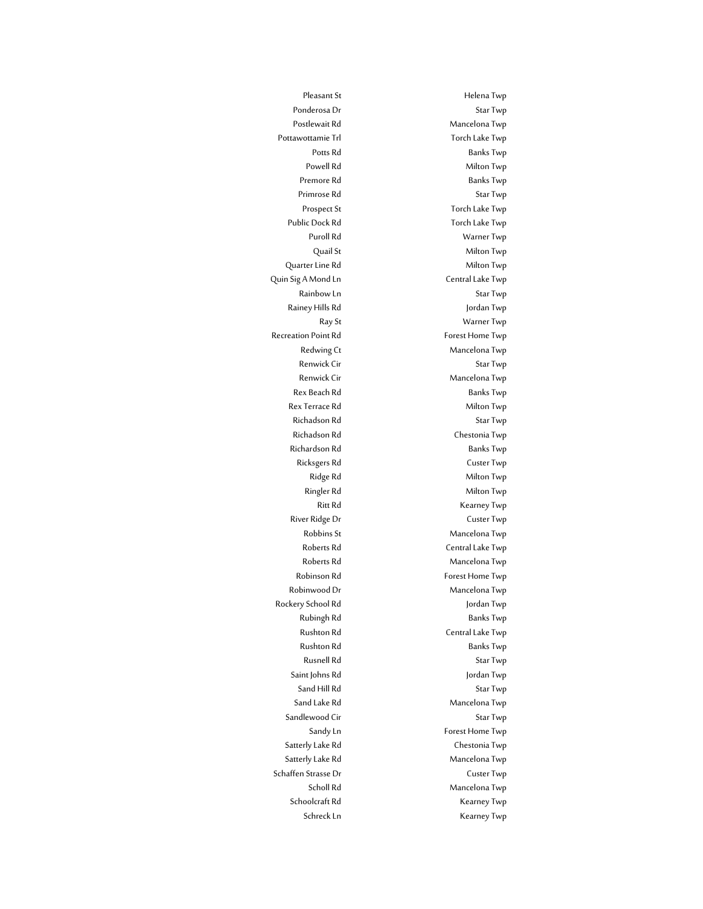| | |
|---|---|
| Pleasant St | Helena Twp |
| Ponderosa Dr | Star Twp |
| Postlewait Rd | Mancelona Twp |
| Pottawottamie Trl | Torch Lake Twp |
| Potts Rd | Banks Twp |
| Powell Rd | Milton Twp |
| Premore Rd | Banks Twp |
| Primrose Rd | Star Twp |
| Prospect St | Torch Lake Twp |
| Public Dock Rd | Torch Lake Twp |
| Puroll Rd | Warner Twp |
| Quail St | Milton Twp |
| Quarter Line Rd | Milton Twp |
| Quin Sig A Mond Ln | Central Lake Twp |
| Rainbow Ln | Star Twp |
| Rainey Hills Rd | Jordan Twp |
| Ray St | Warner Twp |
| Recreation Point Rd | Forest Home Twp |
| Redwing Ct | Mancelona Twp |
| Renwick Cir | Star Twp |
| Renwick Cir | Mancelona Twp |
| Rex Beach Rd | Banks Twp |
| Rex Terrace Rd | Milton Twp |
| Richadson Rd | Star Twp |
| Richadson Rd | Chestonia Twp |
| Richardson Rd | Banks Twp |
| Ricksgers Rd | Custer Twp |
| Ridge Rd | Milton Twp |
| Ringler Rd | Milton Twp |
| Ritt Rd | Kearney Twp |
| River Ridge Dr | Custer Twp |
| Robbins St | Mancelona Twp |
| Roberts Rd | Central Lake Twp |
| Roberts Rd | Mancelona Twp |
| Robinson Rd | Forest Home Twp |
| Robinwood Dr | Mancelona Twp |
| Rockery School Rd | Jordan Twp |
| Rubingh Rd | Banks Twp |
| Rushton Rd | Central Lake Twp |
| Rushton Rd | Banks Twp |
| Rusnell Rd | Star Twp |
| Saint Johns Rd | Jordan Twp |
| Sand Hill Rd | Star Twp |
| Sand Lake Rd | Mancelona Twp |
| Sandlewood Cir | Star Twp |
| Sandy Ln | Forest Home Twp |
| Satterly Lake Rd | Chestonia Twp |
| Satterly Lake Rd | Mancelona Twp |
| Schaffen Strasse Dr | Custer Twp |
| Scholl Rd | Mancelona Twp |
| Schoolcraft Rd | Kearney Twp |
| Schreck Ln | Kearney Twp |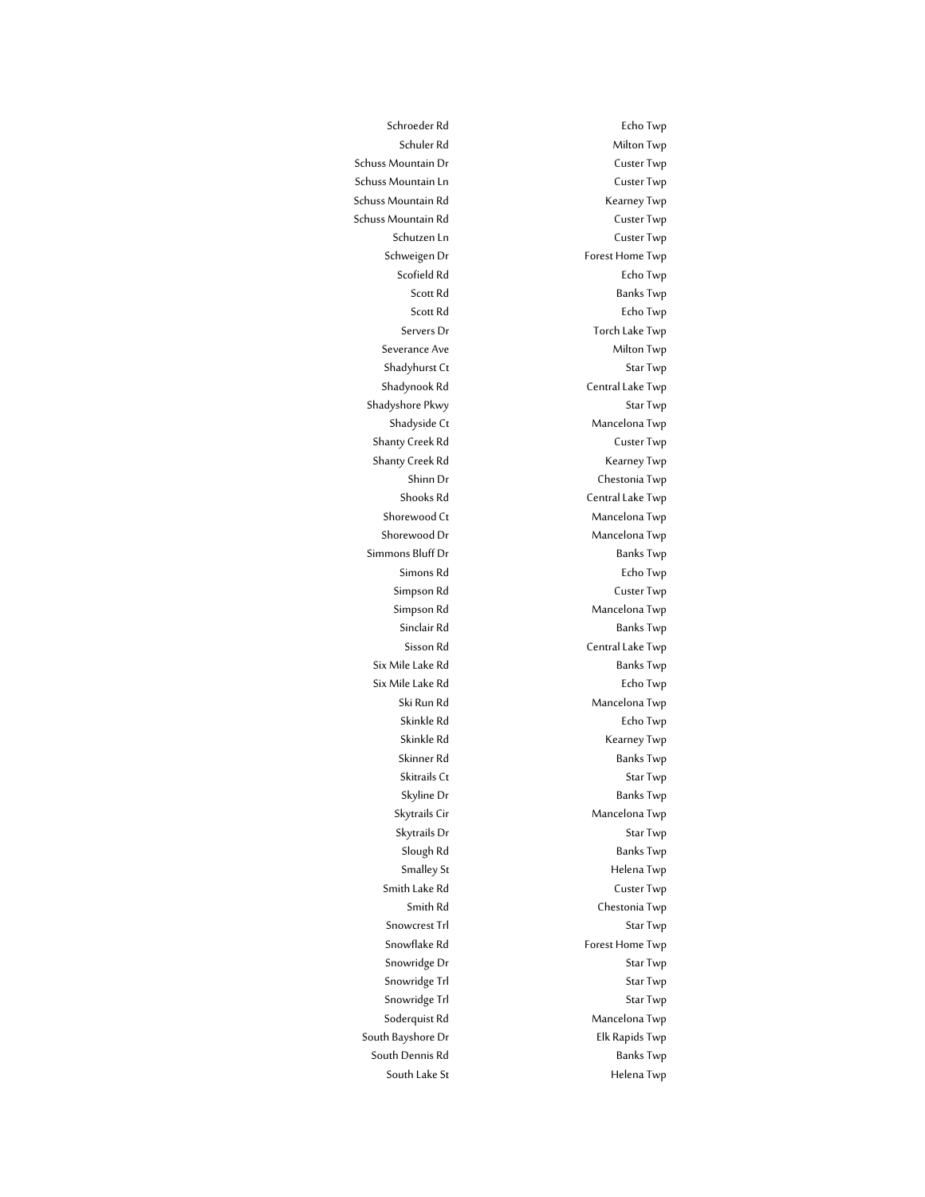| | |
|---|---|
| Schroeder Rd | Echo Twp |
| Schuler Rd | Milton Twp |
| Schuss Mountain Dr | Custer Twp |
| Schuss Mountain Ln | Custer Twp |
| Schuss Mountain Rd | Kearney Twp |
| Schuss Mountain Rd | Custer Twp |
| Schutzen Ln | Custer Twp |
| Schweigen Dr | Forest Home Twp |
| Scofield Rd | Echo Twp |
| Scott Rd | Banks Twp |
| Scott Rd | Echo Twp |
| Servers Dr | Torch Lake Twp |
| Severance Ave | Milton Twp |
| Shadyhurst Ct | Star Twp |
| Shadynook Rd | Central Lake Twp |
| Shadyshore Pkwy | Star Twp |
| Shadyside Ct | Mancelona Twp |
| Shanty Creek Rd | Custer Twp |
| Shanty Creek Rd | Kearney Twp |
| Shinn Dr | Chestonia Twp |
| Shooks Rd | Central Lake Twp |
| Shorewood Ct | Mancelona Twp |
| Shorewood Dr | Mancelona Twp |
| Simmons Bluff Dr | Banks Twp |
| Simons Rd | Echo Twp |
| Simpson Rd | Custer Twp |
| Simpson Rd | Mancelona Twp |
| Sinclair Rd | Banks Twp |
| Sisson Rd | Central Lake Twp |
| Six Mile Lake Rd | Banks Twp |
| Six Mile Lake Rd | Echo Twp |
| Ski Run Rd | Mancelona Twp |
| Skinkle Rd | Echo Twp |
| Skinkle Rd | Kearney Twp |
| Skinner Rd | Banks Twp |
| Skitrails Ct | Star Twp |
| Skyline Dr | Banks Twp |
| Skytrails Cir | Mancelona Twp |
| Skytrails Dr | Star Twp |
| Slough Rd | Banks Twp |
| Smalley St | Helena Twp |
| Smith Lake Rd | Custer Twp |
| Smith Rd | Chestonia Twp |
| Snowcrest Trl | Star Twp |
| Snowflake Rd | Forest Home Twp |
| Snowridge Dr | Star Twp |
| Snowridge Trl | Star Twp |
| Snowridge Trl | Star Twp |
| Soderquist Rd | Mancelona Twp |
| South Bayshore Dr | Elk Rapids Twp |
| South Dennis Rd | Banks Twp |
| South Lake St | Helena Twp |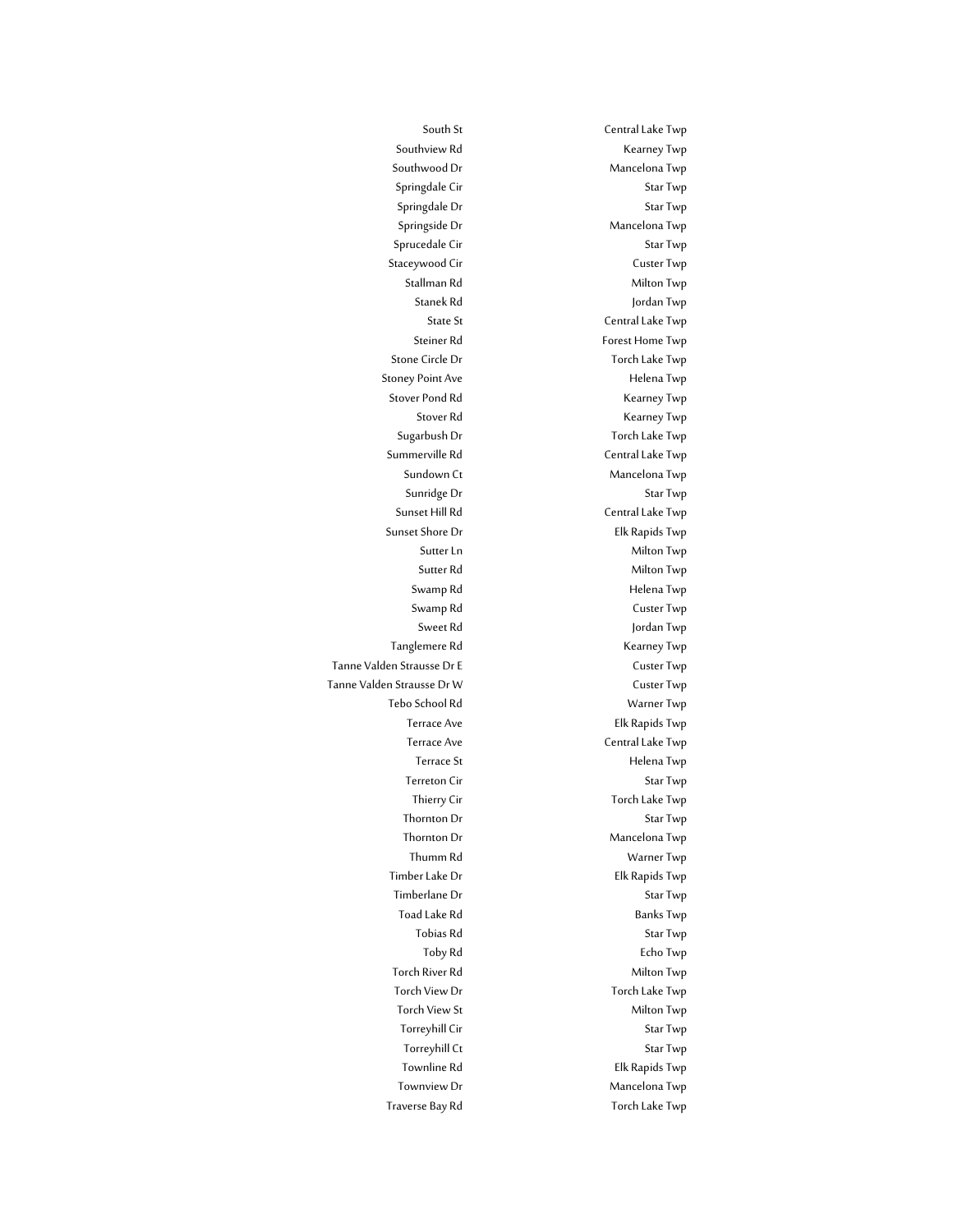| | |
|---|---|
| South St | Central Lake Twp |
| Southview Rd | Kearney Twp |
| Southwood Dr | Mancelona Twp |
| Springdale Cir | Star Twp |
| Springdale Dr | Star Twp |
| Springside Dr | Mancelona Twp |
| Sprucedale Cir | Star Twp |
| Staceywood Cir | Custer Twp |
| Stallman Rd | Milton Twp |
| Stanek Rd | Jordan Twp |
| State St | Central Lake Twp |
| Steiner Rd | Forest Home Twp |
| Stone Circle Dr | Torch Lake Twp |
| Stoney Point Ave | Helena Twp |
| Stover Pond Rd | Kearney Twp |
| Stover Rd | Kearney Twp |
| Sugarbush Dr | Torch Lake Twp |
| Summerville Rd | Central Lake Twp |
| Sundown Ct | Mancelona Twp |
| Sunridge Dr | Star Twp |
| Sunset Hill Rd | Central Lake Twp |
| Sunset Shore Dr | Elk Rapids Twp |
| Sutter Ln | Milton Twp |
| Sutter Rd | Milton Twp |
| Swamp Rd | Helena Twp |
| Swamp Rd | Custer Twp |
| Sweet Rd | Jordan Twp |
| Tanglemere Rd | Kearney Twp |
| Tanne Valden Strausse Dr E | Custer Twp |
| Tanne Valden Strausse Dr W | Custer Twp |
| Tebo School Rd | Warner Twp |
| Terrace Ave | Elk Rapids Twp |
| Terrace Ave | Central Lake Twp |
| Terrace St | Helena Twp |
| Terreton Cir | Star Twp |
| Thierry Cir | Torch Lake Twp |
| Thornton Dr | Star Twp |
| Thornton Dr | Mancelona Twp |
| Thumm Rd | Warner Twp |
| Timber Lake Dr | Elk Rapids Twp |
| Timberlane Dr | Star Twp |
| Toad Lake Rd | Banks Twp |
| Tobias Rd | Star Twp |
| Toby Rd | Echo Twp |
| Torch River Rd | Milton Twp |
| Torch View Dr | Torch Lake Twp |
| Torch View St | Milton Twp |
| Torreyhill Cir | Star Twp |
| Torreyhill Ct | Star Twp |
| Townline Rd | Elk Rapids Twp |
| Townview Dr | Mancelona Twp |
| Traverse Bay Rd | Torch Lake Twp |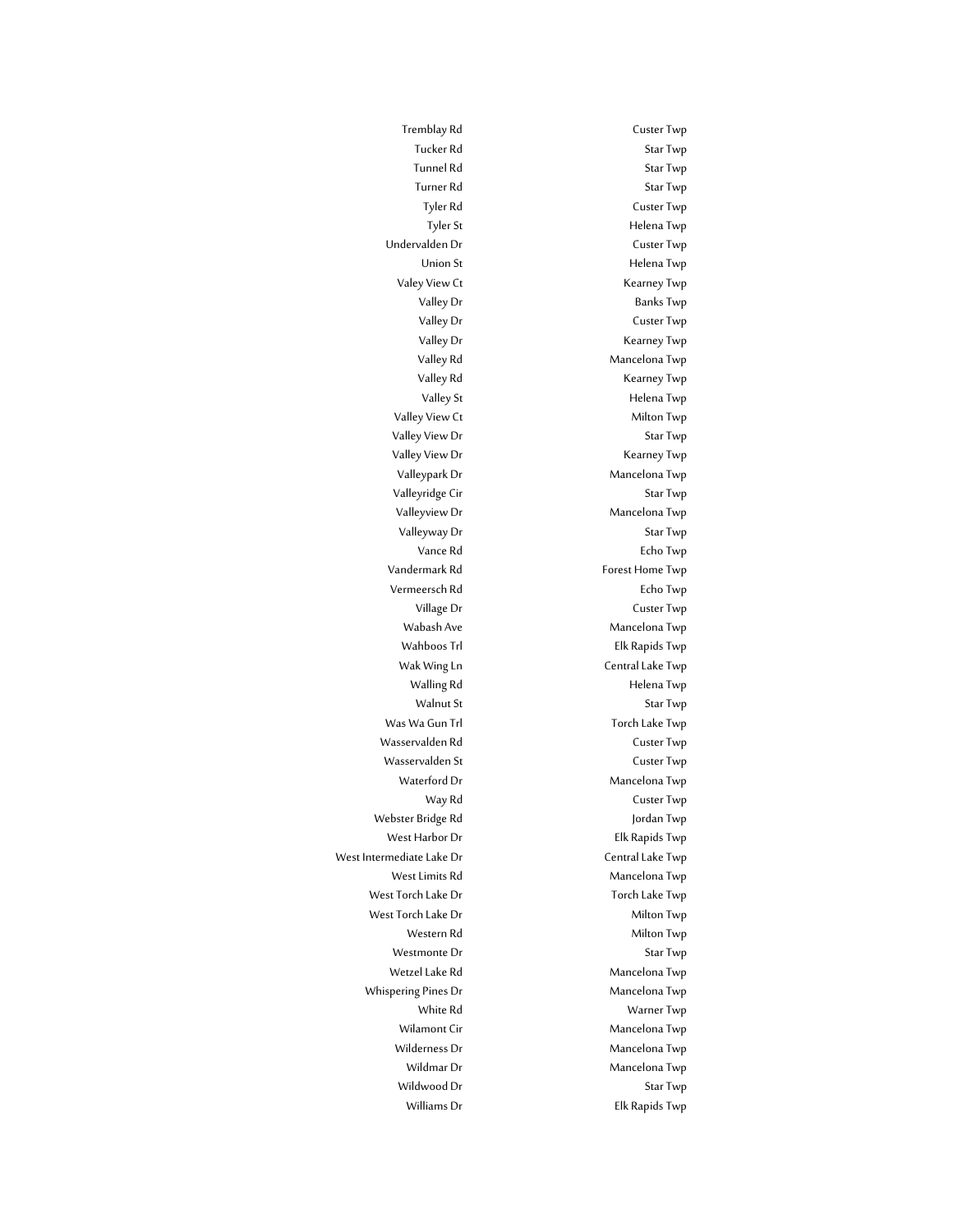| | |
|---|---|
| Tremblay Rd | Custer Twp |
| Tucker Rd | Star Twp |
| Tunnel Rd | Star Twp |
| Turner Rd | Star Twp |
| Tyler Rd | Custer Twp |
| Tyler St | Helena Twp |
| Undervalden Dr | Custer Twp |
| Union St | Helena Twp |
| Valey View Ct | Kearney Twp |
| Valley Dr | Banks Twp |
| Valley Dr | Custer Twp |
| Valley Dr | Kearney Twp |
| Valley Rd | Mancelona Twp |
| Valley Rd | Kearney Twp |
| Valley St | Helena Twp |
| Valley View Ct | Milton Twp |
| Valley View Dr | Star Twp |
| Valley View Dr | Kearney Twp |
| Valleypark Dr | Mancelona Twp |
| Valleyridge Cir | Star Twp |
| Valleyview Dr | Mancelona Twp |
| Valleyway Dr | Star Twp |
| Vance Rd | Echo Twp |
| Vandermark Rd | Forest Home Twp |
| Vermeersch Rd | Echo Twp |
| Village Dr | Custer Twp |
| Wabash Ave | Mancelona Twp |
| Wahboos Trl | Elk Rapids Twp |
| Wak Wing Ln | Central Lake Twp |
| Walling Rd | Helena Twp |
| Walnut St | Star Twp |
| Was Wa Gun Trl | Torch Lake Twp |
| Wasservalden Rd | Custer Twp |
| Wasservalden St | Custer Twp |
| Waterford Dr | Mancelona Twp |
| Way Rd | Custer Twp |
| Webster Bridge Rd | Jordan Twp |
| West Harbor Dr | Elk Rapids Twp |
| West Intermediate Lake Dr | Central Lake Twp |
| West Limits Rd | Mancelona Twp |
| West Torch Lake Dr | Torch Lake Twp |
| West Torch Lake Dr | Milton Twp |
| Western Rd | Milton Twp |
| Westmonte Dr | Star Twp |
| Wetzel Lake Rd | Mancelona Twp |
| Whispering Pines Dr | Mancelona Twp |
| White Rd | Warner Twp |
| Wilamont Cir | Mancelona Twp |
| Wilderness Dr | Mancelona Twp |
| Wildmar Dr | Mancelona Twp |
| Wildwood Dr | Star Twp |
| Williams Dr | Elk Rapids Twp |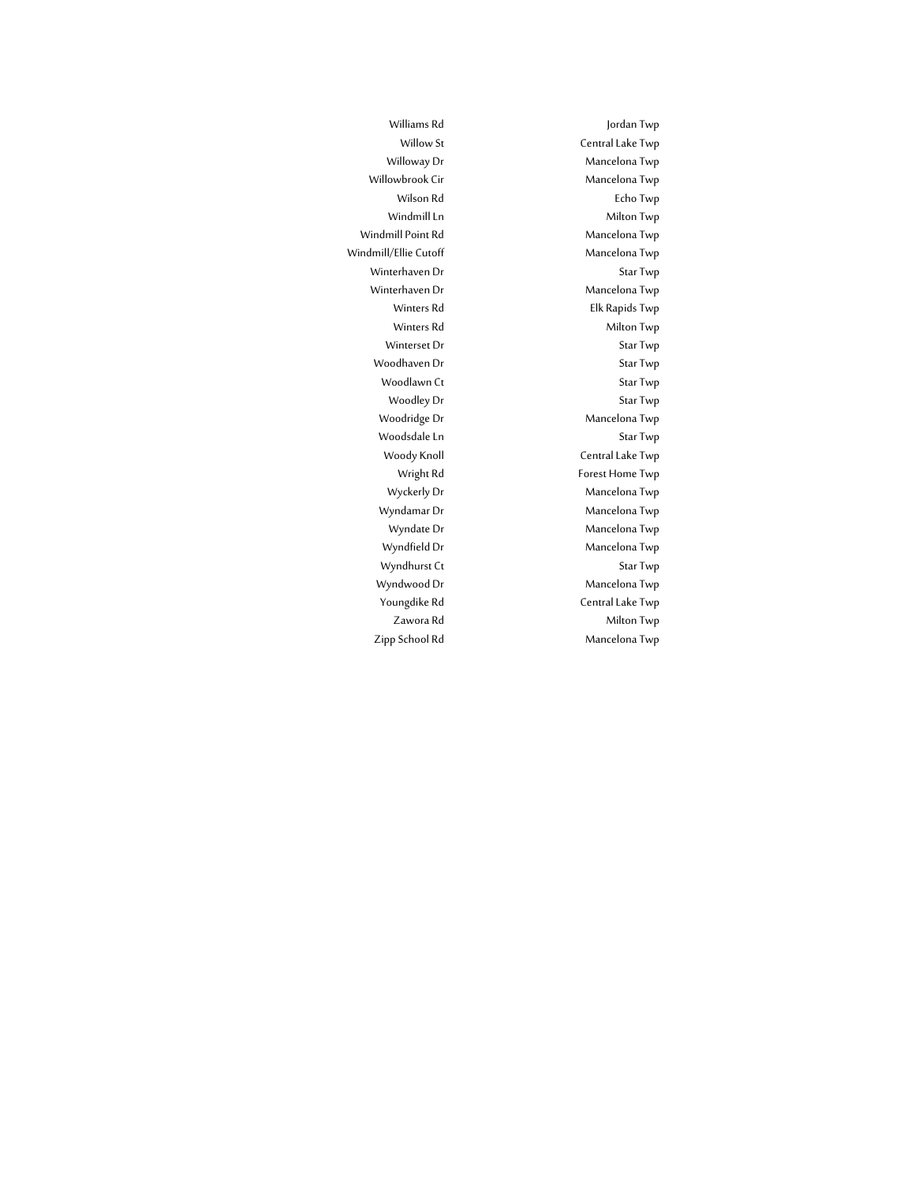| | |
|---|---|
| Williams Rd | Jordan Twp |
| Willow St | Central Lake Twp |
| Willoway Dr | Mancelona Twp |
| Willowbrook Cir | Mancelona Twp |
| Wilson Rd | Echo Twp |
| Windmill Ln | Milton Twp |
| Windmill Point Rd | Mancelona Twp |
| Windmill/Ellie Cutoff | Mancelona Twp |
| Winterhaven Dr | Star Twp |
| Winterhaven Dr | Mancelona Twp |
| Winters Rd | Elk Rapids Twp |
| Winters Rd | Milton Twp |
| Winterset Dr | Star Twp |
| Woodhaven Dr | Star Twp |
| Woodlawn Ct | Star Twp |
| Woodley Dr | Star Twp |
| Woodridge Dr | Mancelona Twp |
| Woodsdale Ln | Star Twp |
| Woody Knoll | Central Lake Twp |
| Wright Rd | Forest Home Twp |
| Wyckerly Dr | Mancelona Twp |
| Wyndamar Dr | Mancelona Twp |
| Wyndate Dr | Mancelona Twp |
| Wyndfield Dr | Mancelona Twp |
| Wyndhurst Ct | Star Twp |
| Wyndwood Dr | Mancelona Twp |
| Youngdike Rd | Central Lake Twp |
| Zawora Rd | Milton Twp |
| Zipp School Rd | Mancelona Twp |